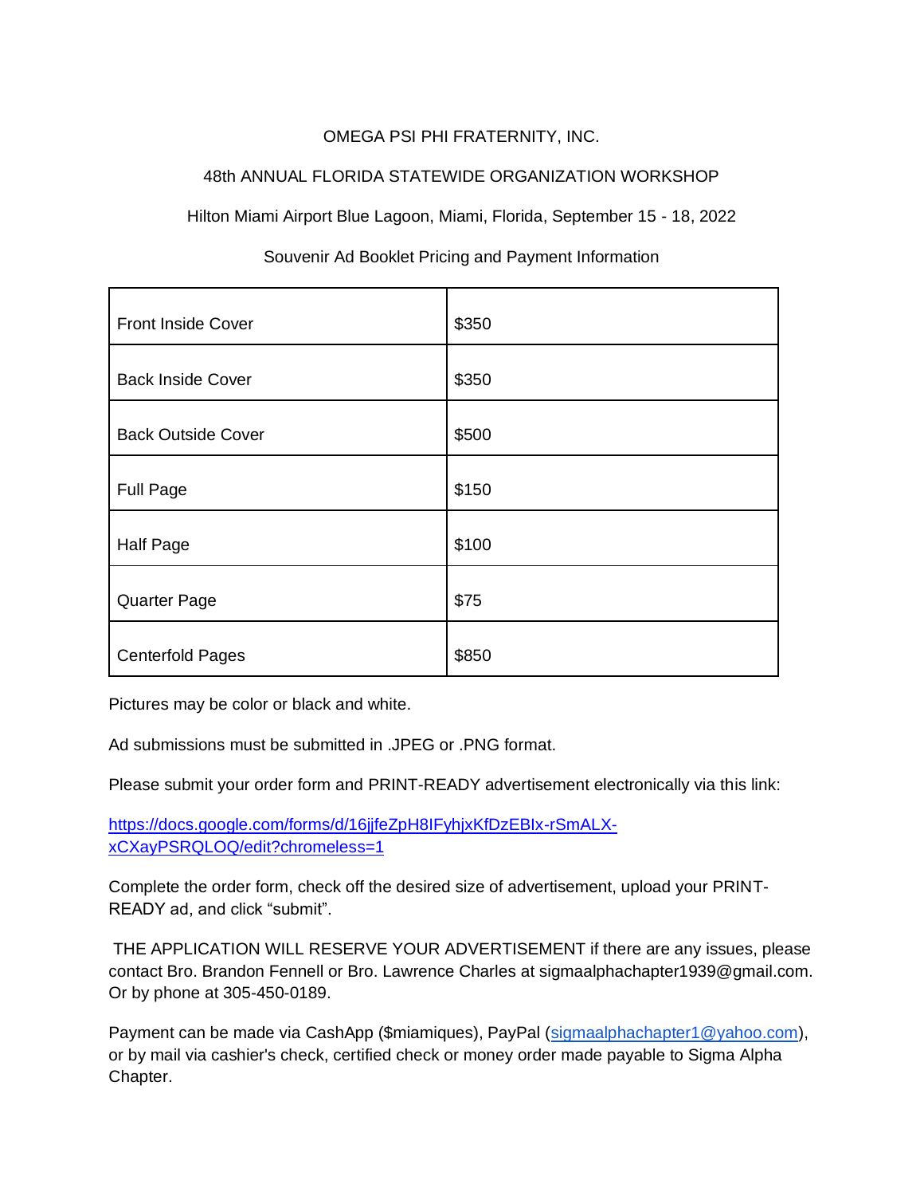# OMEGA PSI PHI FRATERNITY, INC.

## 48th ANNUAL FLORIDA STATEWIDE ORGANIZATION WORKSHOP

### Hilton Miami Airport Blue Lagoon, Miami, Florida, September 15 - 18, 2022

### Souvenir Ad Booklet Pricing and Payment Information

| | |
|---|---|
| Front Inside Cover | $350 |
| Back Inside Cover | $350 |
| Back Outside Cover | $500 |
| Full Page | $150 |
| Half Page | $100 |
| Quarter Page | $75 |
| Centerfold Pages | $850 |

Pictures may be color or black and white.

Ad submissions must be submitted in .JPEG or .PNG format.

Please submit your order form and PRINT-READY advertisement electronically via this link:

https://docs.google.com/forms/d/16jjfeZpH8IFyhjxKfDzEBIx-rSmALX-xCXayPSRQLOQ/edit?chromeless=1

Complete the order form, check off the desired size of advertisement, upload your PRINT-READY ad, and click "submit".

THE APPLICATION WILL RESERVE YOUR ADVERTISEMENT if there are any issues, please contact Bro. Brandon Fennell or Bro. Lawrence Charles at sigmaalphachapter1939@gmail.com. Or by phone at 305-450-0189.

Payment can be made via CashApp ($miamiques), PayPal (sigmaalphachapter1@yahoo.com), or by mail via cashier's check, certified check or money order made payable to Sigma Alpha Chapter.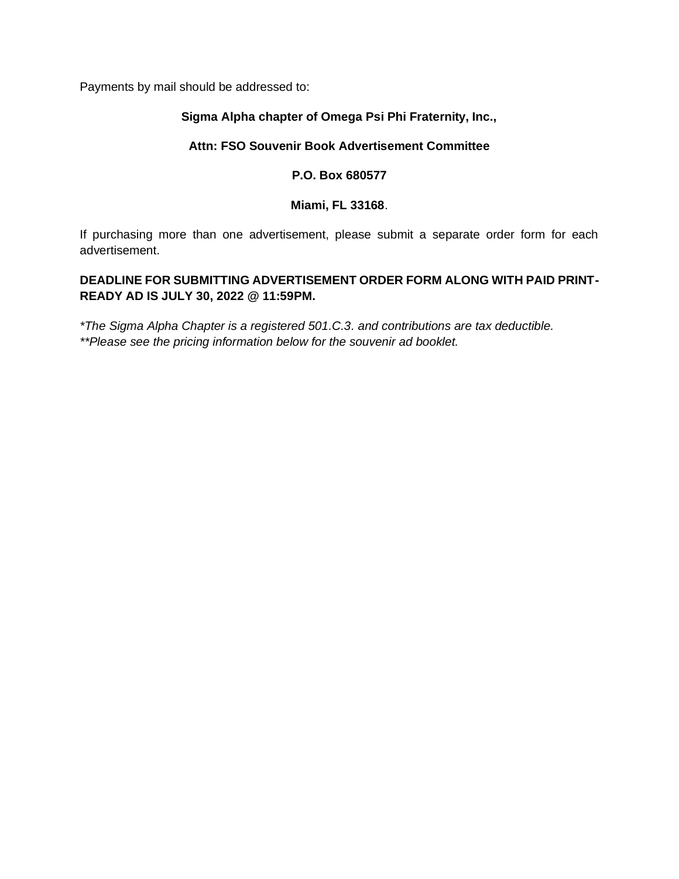Payments by mail should be addressed to:

**Sigma Alpha chapter of Omega Psi Phi Fraternity, Inc.,**

**Attn: FSO Souvenir Book Advertisement Committee**

**P.O. Box 680577**

**Miami, FL 33168**.

If purchasing more than one advertisement, please submit a separate order form for each advertisement.

**DEADLINE FOR SUBMITTING ADVERTISEMENT ORDER FORM ALONG WITH PAID PRINT-READY AD IS JULY 30, 2022 @ 11:59PM.**

*\*The Sigma Alpha Chapter is a registered 501.C.3. and contributions are tax deductible.*
*\*\*Please see the pricing information below for the souvenir ad booklet.*